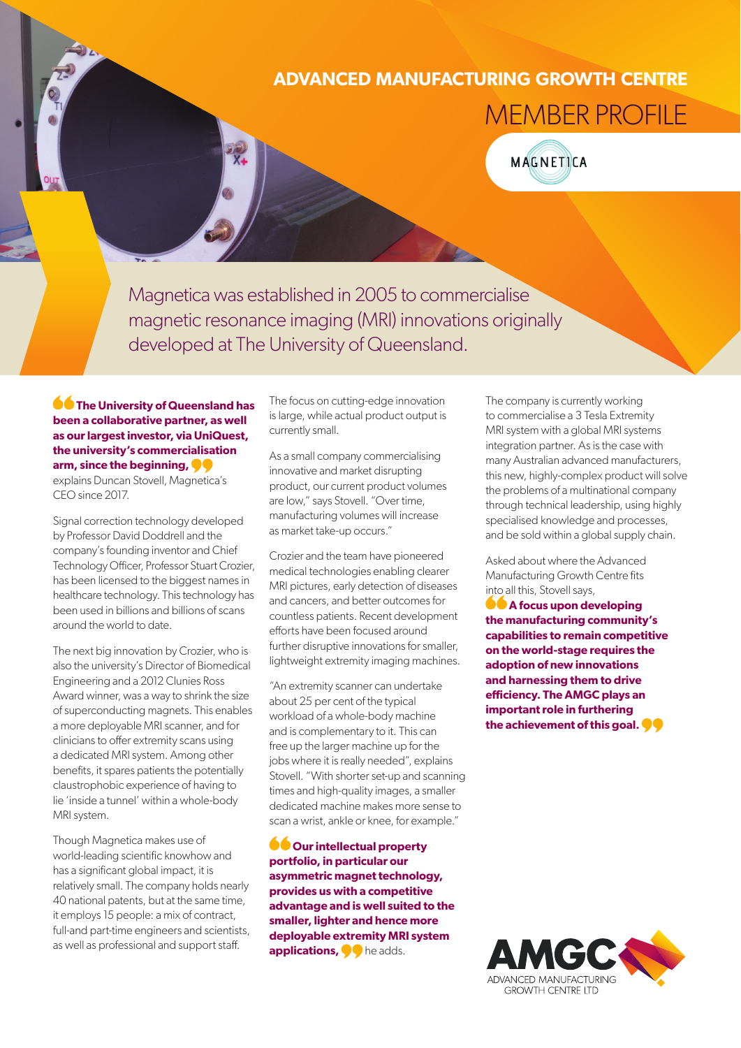# ADVANCED MANUFACTURING GROWTH CENTRE

## MEMBER PROFILE

MAGNETICA

Magnetica was established in 2005 to commercialise magnetic resonance imaging (MRI) innovations originally developed at The University of Queensland.

**"The University of Queensland has been a collaborative partner, as well as our largest investor, via UniQuest, the university's commercialisation arm, since the beginning,"** explains Duncan Stovell, Magnetica's CEO since 2017.

Signal correction technology developed by Professor David Doddrell and the company's founding inventor and Chief Technology Officer, Professor Stuart Crozier, has been licensed to the biggest names in healthcare technology. This technology has been used in billions and billions of scans around the world to date.

The next big innovation by Crozier, who is also the university's Director of Biomedical Engineering and a 2012 Clunies Ross Award winner, was a way to shrink the size of superconducting magnets. This enables a more deployable MRI scanner, and for clinicians to offer extremity scans using a dedicated MRI system. Among other benefits, it spares patients the potentially claustrophobic experience of having to lie 'inside a tunnel' within a whole-body MRI system.

Though Magnetica makes use of world-leading scientific knowhow and has a significant global impact, it is relatively small. The company holds nearly 40 national patents, but at the same time, it employs 15 people: a mix of contract, full-and part-time engineers and scientists, as well as professional and support staff.

The focus on cutting-edge innovation is large, while actual product output is currently small.

As a small company commercialising innovative and market disrupting product, our current product volumes are low," says Stovell. "Over time, manufacturing volumes will increase as market take-up occurs."

Crozier and the team have pioneered medical technologies enabling clearer MRI pictures, early detection of diseases and cancers, and better outcomes for countless patients. Recent development efforts have been focused around further disruptive innovations for smaller, lightweight extremity imaging machines.

"An extremity scanner can undertake about 25 per cent of the typical workload of a whole-body machine and is complementary to it. This can free up the larger machine up for the jobs where it is really needed", explains Stovell. "With shorter set-up and scanning times and high-quality images, a smaller dedicated machine makes more sense to scan a wrist, ankle or knee, for example."

**"Our intellectual property portfolio, in particular our asymmetric magnet technology, provides us with a competitive advantage and is well suited to the smaller, lighter and hence more deployable extremity MRI system applications,"** he adds.

The company is currently working to commercialise a 3 Tesla Extremity MRI system with a global MRI systems integration partner. As is the case with many Australian advanced manufacturers, this new, highly-complex product will solve the problems of a multinational company through technical leadership, using highly specialised knowledge and processes, and be sold within a global supply chain.

Asked about where the Advanced Manufacturing Growth Centre fits into all this, Stovell says,

**"A focus upon developing the manufacturing community's capabilities to remain competitive on the world-stage requires the adoption of new innovations and harnessing them to drive efficiency. The AMGC plays an important role in furthering the achievement of this goal."**

AMGC
ADVANCED MANUFACTURING GROWTH CENTRE LTD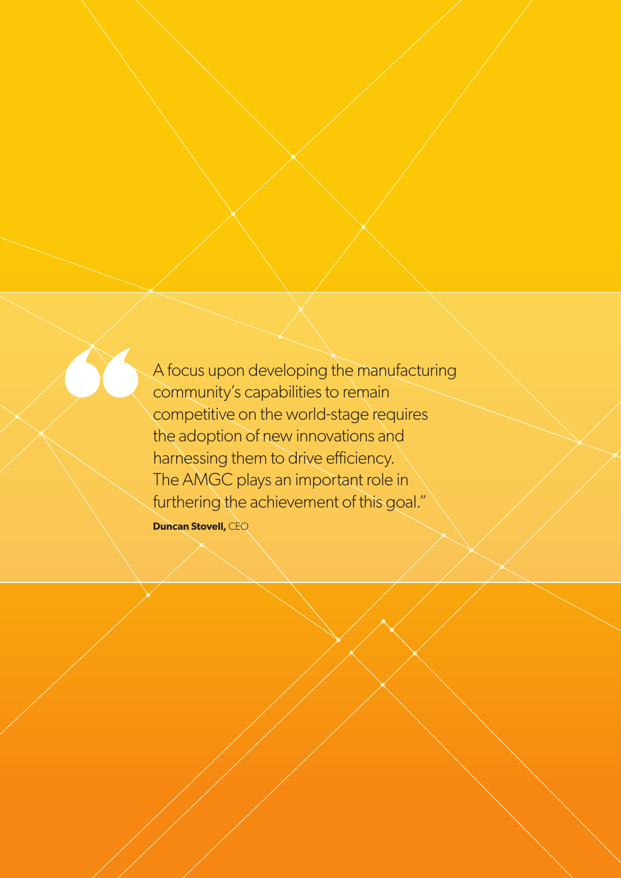> "A focus upon developing the manufacturing community's capabilities to remain competitive on the world-stage requires the adoption of new innovations and harnessing them to drive efficiency. The AMGC plays an important role in furthering the achievement of this goal."

**Duncan Stovell,** CEO